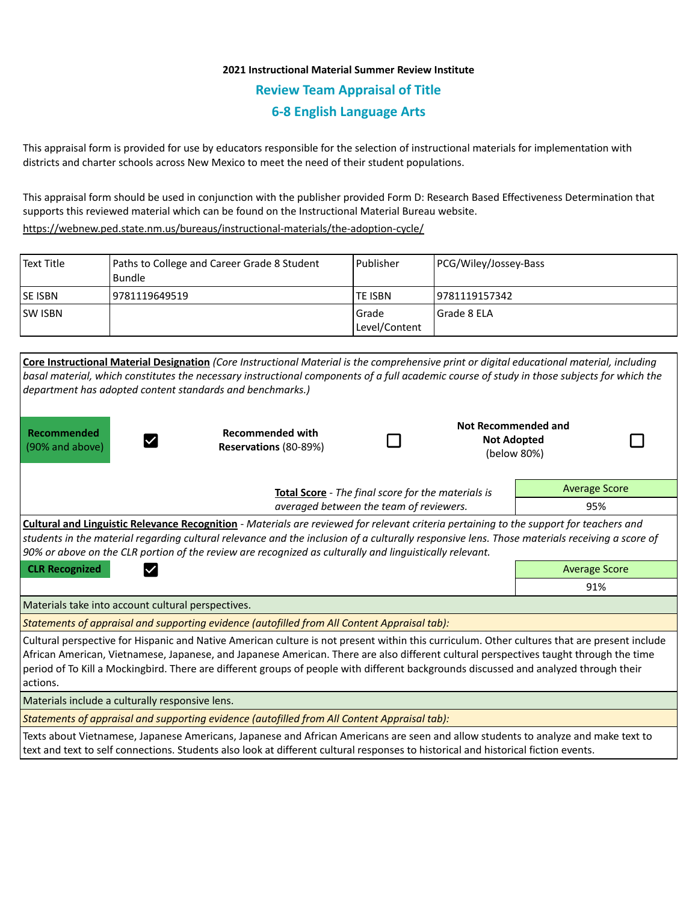**2021 Instructional Material Summer Review Institute**

## Review Team Appraisal of Title

## 6-8 English Language Arts

This appraisal form is provided for use by educators responsible for the selection of instructional materials for implementation with districts and charter schools across New Mexico to meet the need of their student populations.

This appraisal form should be used in conjunction with the publisher provided Form D: Research Based Effectiveness Determination that supports this reviewed material which can be found on the Instructional Material Bureau website.

https://webnew.ped.state.nm.us/bureaus/instructional-materials/the-adoption-cycle/

| Text Title | Paths to College and Career Grade 8 Student Bundle | Publisher | PCG/Wiley/Jossey-Bass |
|---|---|---|---|
| SE ISBN | 9781119649519 | TE ISBN | 9781119157342 |
| SW ISBN | | Grade Level/Content | Grade 8 ELA |

**Core Instructional Material Designation** *(Core Instructional Material is the comprehensive print or digital educational material, including basal material, which constitutes the necessary instructional components of a full academic course of study in those subjects for which the department has adopted content standards and benchmarks.)*

| **Recommended** (90% and above) | ☑ | **Recommended with Reservations** (80-89%) | ☐ | **Not Recommended and Not Adopted** (below 80%) | ☐ |
|---|---|---|---|---|---|

**Total Score** - *The final score for the materials is averaged between the team of reviewers.*

| Average Score |
|---|
| 95% |

**Cultural and Linguistic Relevance Recognition** - *Materials are reviewed for relevant criteria pertaining to the support for teachers and students in the material regarding cultural relevance and the inclusion of a culturally responsive lens. Those materials receiving a score of 90% or above on the CLR portion of the review are recognized as culturally and linguistically relevant.*

**CLR Recognized** ☑

| Average Score |
|---|
| 91% |

Materials take into account cultural perspectives.

*Statements of appraisal and supporting evidence (autofilled from All Content Appraisal tab):*

Cultural perspective for Hispanic and Native American culture is not present within this curriculum. Other cultures that are present include African American, Vietnamese, Japanese, and Japanese American. There are also different cultural perspectives taught through the time period of To Kill a Mockingbird. There are different groups of people with different backgrounds discussed and analyzed through their actions.

Materials include a culturally responsive lens.

*Statements of appraisal and supporting evidence (autofilled from All Content Appraisal tab):*

Texts about Vietnamese, Japanese Americans, Japanese and African Americans are seen and allow students to analyze and make text to text and text to self connections. Students also look at different cultural responses to historical and historical fiction events.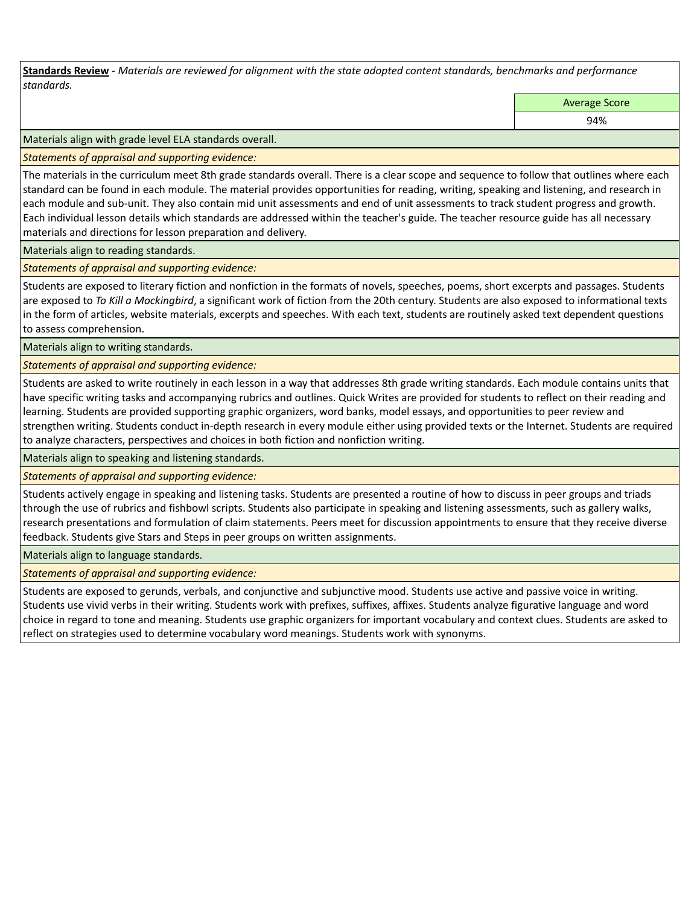**Standards Review** - *Materials are reviewed for alignment with the state adopted content standards, benchmarks and performance standards.*

| | Average Score |
|---|---|
| | 94% |

Materials align with grade level ELA standards overall.

*Statements of appraisal and supporting evidence:*

The materials in the curriculum meet 8th grade standards overall. There is a clear scope and sequence to follow that outlines where each standard can be found in each module. The material provides opportunities for reading, writing, speaking and listening, and research in each module and sub-unit. They also contain mid unit assessments and end of unit assessments to track student progress and growth. Each individual lesson details which standards are addressed within the teacher's guide. The teacher resource guide has all necessary materials and directions for lesson preparation and delivery.

Materials align to reading standards.

*Statements of appraisal and supporting evidence:*

Students are exposed to literary fiction and nonfiction in the formats of novels, speeches, poems, short excerpts and passages. Students are exposed to *To Kill a Mockingbird*, a significant work of fiction from the 20th century. Students are also exposed to informational texts in the form of articles, website materials, excerpts and speeches. With each text, students are routinely asked text dependent questions to assess comprehension.

Materials align to writing standards.

*Statements of appraisal and supporting evidence:*

Students are asked to write routinely in each lesson in a way that addresses 8th grade writing standards. Each module contains units that have specific writing tasks and accompanying rubrics and outlines. Quick Writes are provided for students to reflect on their reading and learning. Students are provided supporting graphic organizers, word banks, model essays, and opportunities to peer review and strengthen writing. Students conduct in-depth research in every module either using provided texts or the Internet. Students are required to analyze characters, perspectives and choices in both fiction and nonfiction writing.

Materials align to speaking and listening standards.

*Statements of appraisal and supporting evidence:*

Students actively engage in speaking and listening tasks. Students are presented a routine of how to discuss in peer groups and triads through the use of rubrics and fishbowl scripts. Students also participate in speaking and listening assessments, such as gallery walks, research presentations and formulation of claim statements. Peers meet for discussion appointments to ensure that they receive diverse feedback. Students give Stars and Steps in peer groups on written assignments.

Materials align to language standards.

*Statements of appraisal and supporting evidence:*

Students are exposed to gerunds, verbals, and conjunctive and subjunctive mood. Students use active and passive voice in writing. Students use vivid verbs in their writing. Students work with prefixes, suffixes, affixes. Students analyze figurative language and word choice in regard to tone and meaning. Students use graphic organizers for important vocabulary and context clues. Students are asked to reflect on strategies used to determine vocabulary word meanings. Students work with synonyms.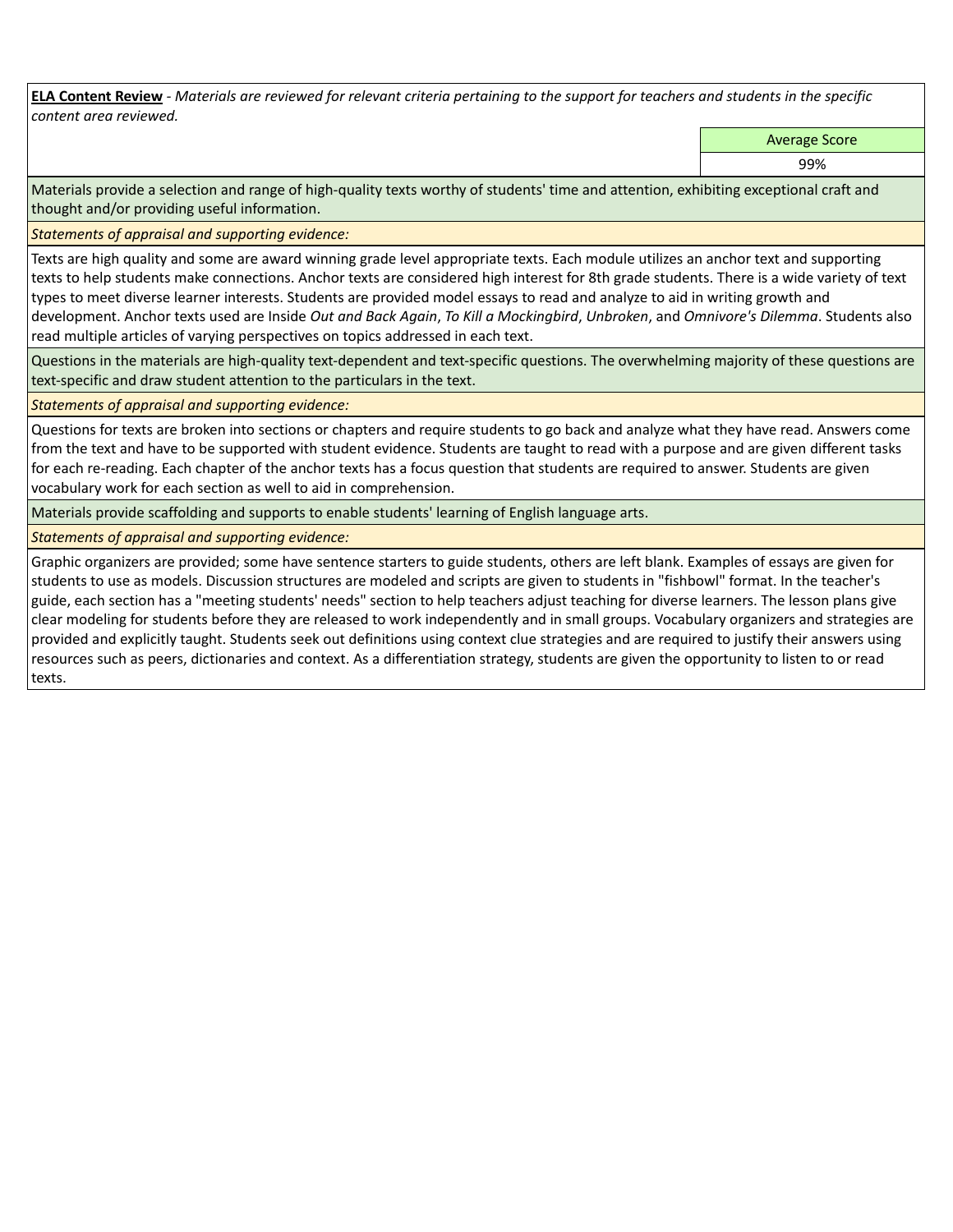**ELA Content Review** - *Materials are reviewed for relevant criteria pertaining to the support for teachers and students in the specific content area reviewed.*

| | Average Score |
|---|---|
| | 99% |

Materials provide a selection and range of high-quality texts worthy of students' time and attention, exhibiting exceptional craft and thought and/or providing useful information.

*Statements of appraisal and supporting evidence:*

Texts are high quality and some are award winning grade level appropriate texts. Each module utilizes an anchor text and supporting texts to help students make connections. Anchor texts are considered high interest for 8th grade students. There is a wide variety of text types to meet diverse learner interests. Students are provided model essays to read and analyze to aid in writing growth and development. Anchor texts used are Inside *Out and Back Again*, *To Kill a Mockingbird*, *Unbroken*, and *Omnivore's Dilemma*. Students also read multiple articles of varying perspectives on topics addressed in each text.

Questions in the materials are high-quality text-dependent and text-specific questions. The overwhelming majority of these questions are text-specific and draw student attention to the particulars in the text.

*Statements of appraisal and supporting evidence:*

Questions for texts are broken into sections or chapters and require students to go back and analyze what they have read. Answers come from the text and have to be supported with student evidence. Students are taught to read with a purpose and are given different tasks for each re-reading. Each chapter of the anchor texts has a focus question that students are required to answer. Students are given vocabulary work for each section as well to aid in comprehension.

Materials provide scaffolding and supports to enable students' learning of English language arts.

*Statements of appraisal and supporting evidence:*

Graphic organizers are provided; some have sentence starters to guide students, others are left blank. Examples of essays are given for students to use as models. Discussion structures are modeled and scripts are given to students in "fishbowl" format. In the teacher's guide, each section has a "meeting students' needs" section to help teachers adjust teaching for diverse learners. The lesson plans give clear modeling for students before they are released to work independently and in small groups. Vocabulary organizers and strategies are provided and explicitly taught. Students seek out definitions using context clue strategies and are required to justify their answers using resources such as peers, dictionaries and context. As a differentiation strategy, students are given the opportunity to listen to or read texts.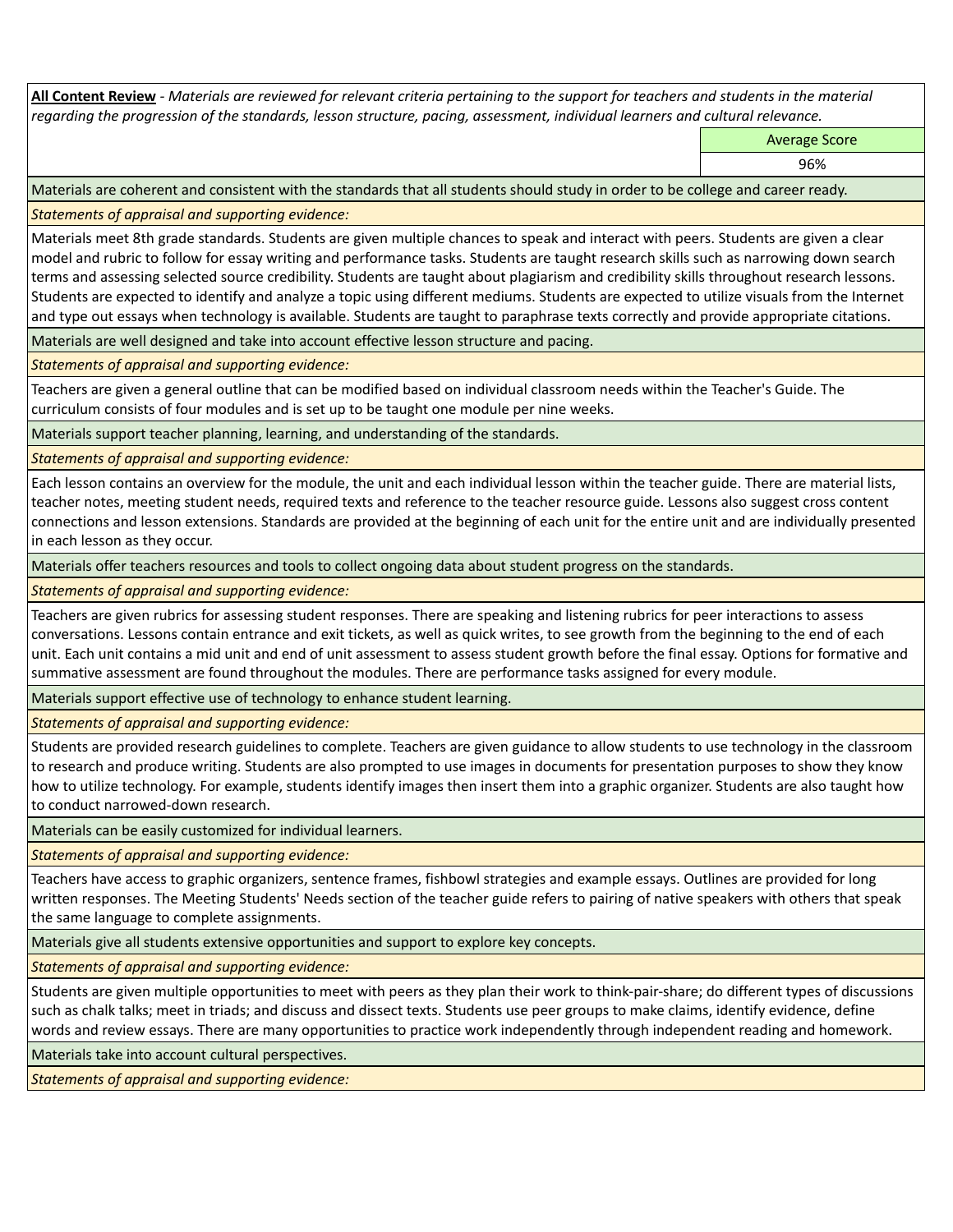**All Content Review** - *Materials are reviewed for relevant criteria pertaining to the support for teachers and students in the material regarding the progression of the standards, lesson structure, pacing, assessment, individual learners and cultural relevance.*

| Average Score |
| --- |
| 96% |

Materials are coherent and consistent with the standards that all students should study in order to be college and career ready.

*Statements of appraisal and supporting evidence:*

Materials meet 8th grade standards. Students are given multiple chances to speak and interact with peers. Students are given a clear model and rubric to follow for essay writing and performance tasks. Students are taught research skills such as narrowing down search terms and assessing selected source credibility. Students are taught about plagiarism and credibility skills throughout research lessons. Students are expected to identify and analyze a topic using different mediums. Students are expected to utilize visuals from the Internet and type out essays when technology is available. Students are taught to paraphrase texts correctly and provide appropriate citations.

Materials are well designed and take into account effective lesson structure and pacing.

*Statements of appraisal and supporting evidence:*

Teachers are given a general outline that can be modified based on individual classroom needs within the Teacher's Guide. The curriculum consists of four modules and is set up to be taught one module per nine weeks.

Materials support teacher planning, learning, and understanding of the standards.

*Statements of appraisal and supporting evidence:*

Each lesson contains an overview for the module, the unit and each individual lesson within the teacher guide. There are material lists, teacher notes, meeting student needs, required texts and reference to the teacher resource guide. Lessons also suggest cross content connections and lesson extensions. Standards are provided at the beginning of each unit for the entire unit and are individually presented in each lesson as they occur.

Materials offer teachers resources and tools to collect ongoing data about student progress on the standards.

*Statements of appraisal and supporting evidence:*

Teachers are given rubrics for assessing student responses. There are speaking and listening rubrics for peer interactions to assess conversations. Lessons contain entrance and exit tickets, as well as quick writes, to see growth from the beginning to the end of each unit. Each unit contains a mid unit and end of unit assessment to assess student growth before the final essay. Options for formative and summative assessment are found throughout the modules. There are performance tasks assigned for every module.

Materials support effective use of technology to enhance student learning.

*Statements of appraisal and supporting evidence:*

Students are provided research guidelines to complete. Teachers are given guidance to allow students to use technology in the classroom to research and produce writing. Students are also prompted to use images in documents for presentation purposes to show they know how to utilize technology. For example, students identify images then insert them into a graphic organizer. Students are also taught how to conduct narrowed-down research.

Materials can be easily customized for individual learners.

*Statements of appraisal and supporting evidence:*

Teachers have access to graphic organizers, sentence frames, fishbowl strategies and example essays. Outlines are provided for long written responses. The Meeting Students' Needs section of the teacher guide refers to pairing of native speakers with others that speak the same language to complete assignments.

Materials give all students extensive opportunities and support to explore key concepts.

*Statements of appraisal and supporting evidence:*

Students are given multiple opportunities to meet with peers as they plan their work to think-pair-share; do different types of discussions such as chalk talks; meet in triads; and discuss and dissect texts. Students use peer groups to make claims, identify evidence, define words and review essays. There are many opportunities to practice work independently through independent reading and homework.

Materials take into account cultural perspectives.

*Statements of appraisal and supporting evidence:*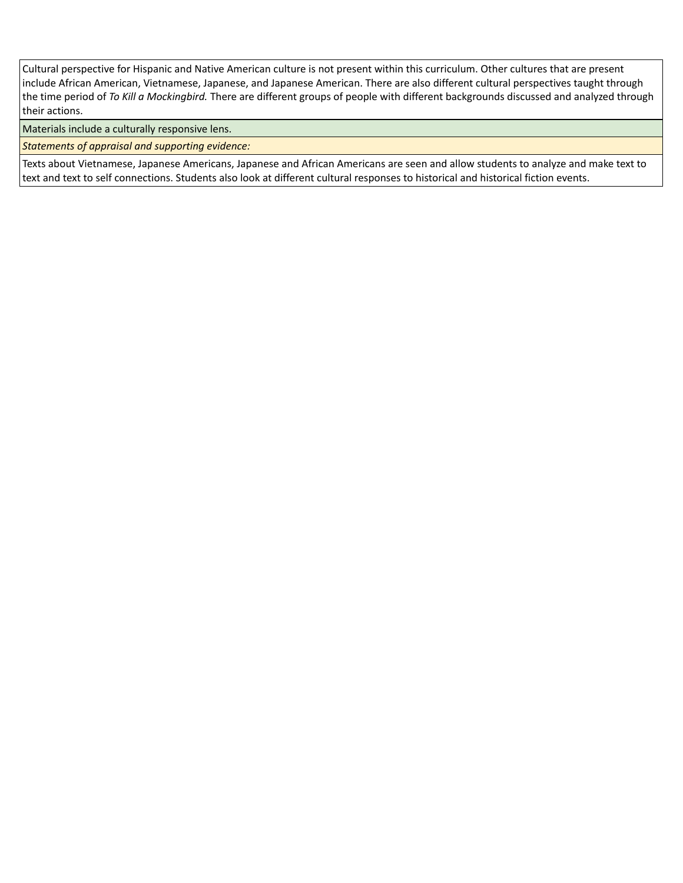Cultural perspective for Hispanic and Native American culture is not present within this curriculum. Other cultures that are present include African American, Vietnamese, Japanese, and Japanese American. There are also different cultural perspectives taught through the time period of *To Kill a Mockingbird.* There are different groups of people with different backgrounds discussed and analyzed through their actions.

Materials include a culturally responsive lens.

*Statements of appraisal and supporting evidence:*

Texts about Vietnamese, Japanese Americans, Japanese and African Americans are seen and allow students to analyze and make text to text and text to self connections. Students also look at different cultural responses to historical and historical fiction events.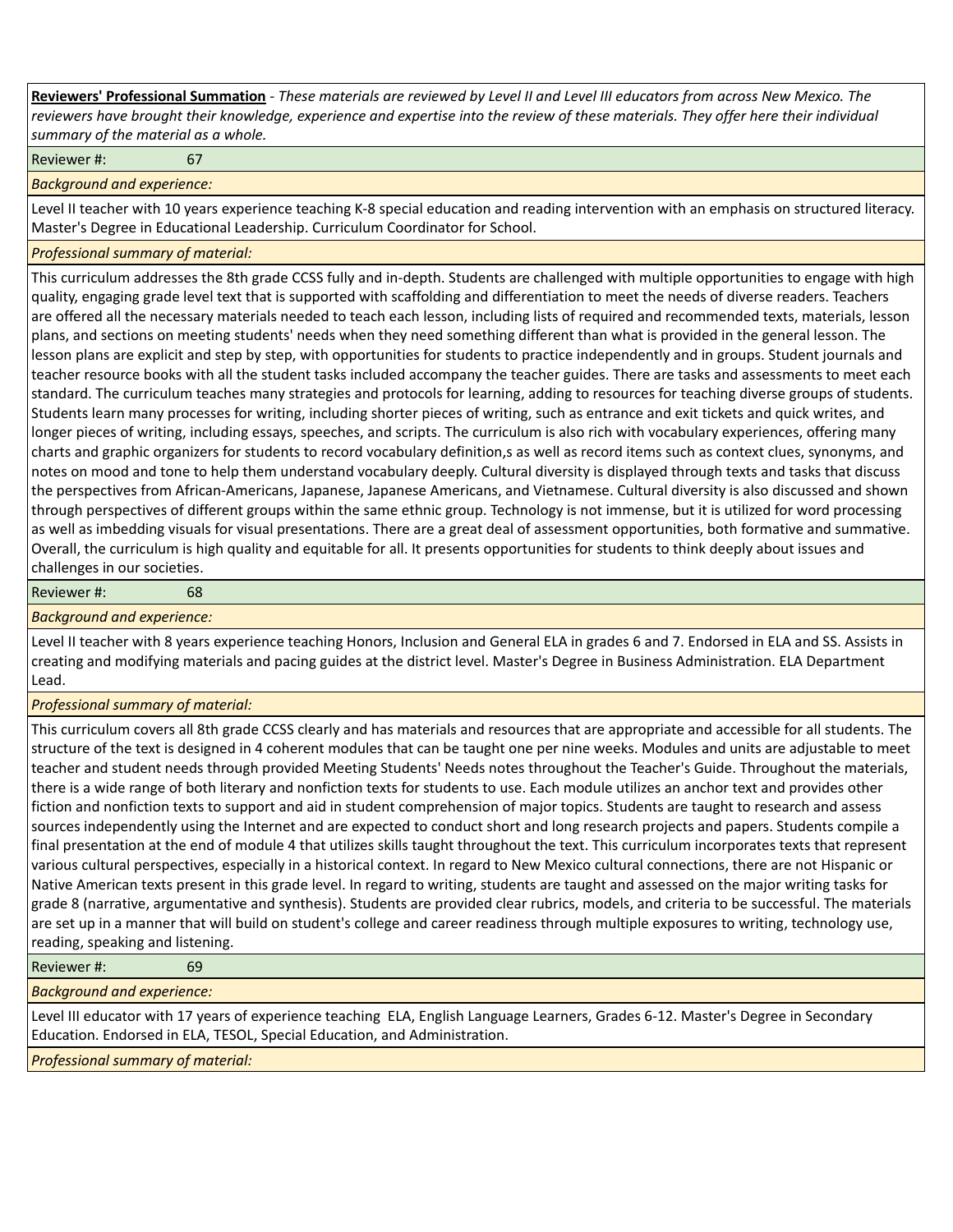**Reviewers' Professional Summation** - *These materials are reviewed by Level II and Level III educators from across New Mexico. The reviewers have brought their knowledge, experience and expertise into the review of these materials. They offer here their individual summary of the material as a whole.*

Reviewer #: 67

*Background and experience:*

Level II teacher with 10 years experience teaching K-8 special education and reading intervention with an emphasis on structured literacy. Master's Degree in Educational Leadership. Curriculum Coordinator for School.

*Professional summary of material:*

This curriculum addresses the 8th grade CCSS fully and in-depth. Students are challenged with multiple opportunities to engage with high quality, engaging grade level text that is supported with scaffolding and differentiation to meet the needs of diverse readers. Teachers are offered all the necessary materials needed to teach each lesson, including lists of required and recommended texts, materials, lesson plans, and sections on meeting students' needs when they need something different than what is provided in the general lesson. The lesson plans are explicit and step by step, with opportunities for students to practice independently and in groups. Student journals and teacher resource books with all the student tasks included accompany the teacher guides. There are tasks and assessments to meet each standard. The curriculum teaches many strategies and protocols for learning, adding to resources for teaching diverse groups of students. Students learn many processes for writing, including shorter pieces of writing, such as entrance and exit tickets and quick writes, and longer pieces of writing, including essays, speeches, and scripts. The curriculum is also rich with vocabulary experiences, offering many charts and graphic organizers for students to record vocabulary definition,s as well as record items such as context clues, synonyms, and notes on mood and tone to help them understand vocabulary deeply. Cultural diversity is displayed through texts and tasks that discuss the perspectives from African-Americans, Japanese, Japanese Americans, and Vietnamese. Cultural diversity is also discussed and shown through perspectives of different groups within the same ethnic group. Technology is not immense, but it is utilized for word processing as well as imbedding visuals for visual presentations. There are a great deal of assessment opportunities, both formative and summative. Overall, the curriculum is high quality and equitable for all. It presents opportunities for students to think deeply about issues and challenges in our societies.

Reviewer #: 68

*Background and experience:*

Level II teacher with 8 years experience teaching Honors, Inclusion and General ELA in grades 6 and 7. Endorsed in ELA and SS. Assists in creating and modifying materials and pacing guides at the district level. Master's Degree in Business Administration. ELA Department Lead.

*Professional summary of material:*

This curriculum covers all 8th grade CCSS clearly and has materials and resources that are appropriate and accessible for all students. The structure of the text is designed in 4 coherent modules that can be taught one per nine weeks. Modules and units are adjustable to meet teacher and student needs through provided Meeting Students' Needs notes throughout the Teacher's Guide. Throughout the materials, there is a wide range of both literary and nonfiction texts for students to use. Each module utilizes an anchor text and provides other fiction and nonfiction texts to support and aid in student comprehension of major topics. Students are taught to research and assess sources independently using the Internet and are expected to conduct short and long research projects and papers. Students compile a final presentation at the end of module 4 that utilizes skills taught throughout the text. This curriculum incorporates texts that represent various cultural perspectives, especially in a historical context. In regard to New Mexico cultural connections, there are not Hispanic or Native American texts present in this grade level. In regard to writing, students are taught and assessed on the major writing tasks for grade 8 (narrative, argumentative and synthesis). Students are provided clear rubrics, models, and criteria to be successful. The materials are set up in a manner that will build on student's college and career readiness through multiple exposures to writing, technology use, reading, speaking and listening.

Reviewer #: 69

*Background and experience:*

Level III educator with 17 years of experience teaching ELA, English Language Learners, Grades 6-12. Master's Degree in Secondary Education. Endorsed in ELA, TESOL, Special Education, and Administration.

*Professional summary of material:*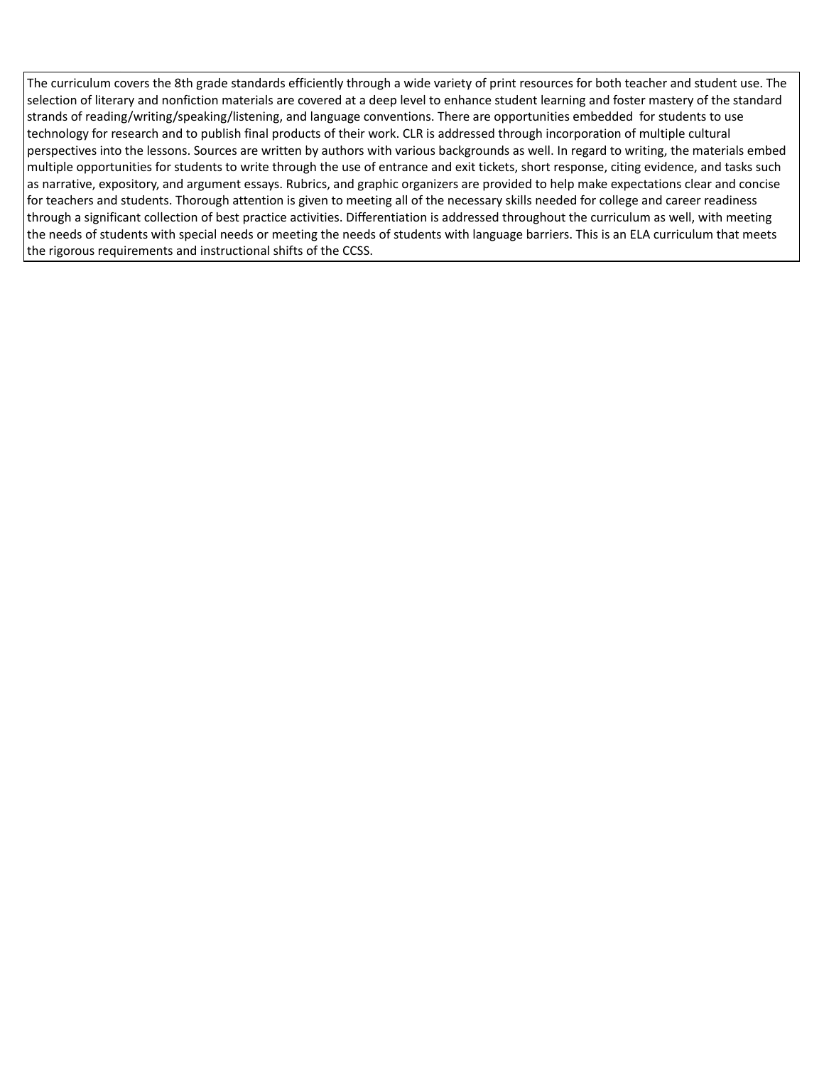The curriculum covers the 8th grade standards efficiently through a wide variety of print resources for both teacher and student use. The selection of literary and nonfiction materials are covered at a deep level to enhance student learning and foster mastery of the standard strands of reading/writing/speaking/listening, and language conventions. There are opportunities embedded for students to use technology for research and to publish final products of their work. CLR is addressed through incorporation of multiple cultural perspectives into the lessons. Sources are written by authors with various backgrounds as well. In regard to writing, the materials embed multiple opportunities for students to write through the use of entrance and exit tickets, short response, citing evidence, and tasks such as narrative, expository, and argument essays. Rubrics, and graphic organizers are provided to help make expectations clear and concise for teachers and students. Thorough attention is given to meeting all of the necessary skills needed for college and career readiness through a significant collection of best practice activities. Differentiation is addressed throughout the curriculum as well, with meeting the needs of students with special needs or meeting the needs of students with language barriers. This is an ELA curriculum that meets the rigorous requirements and instructional shifts of the CCSS.